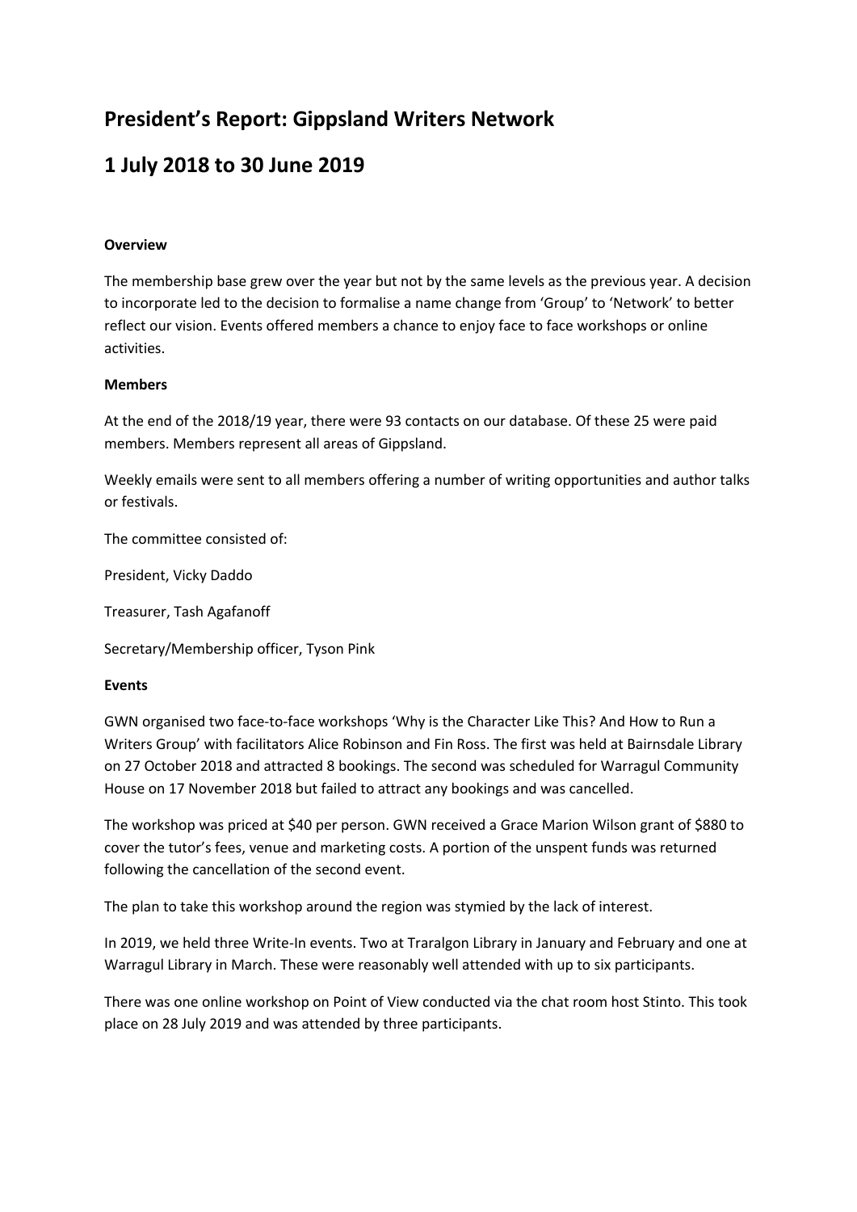# President's Report: Gippsland Writers Network

# 1 July 2018 to 30 June 2019

**Overview**

The membership base grew over the year but not by the same levels as the previous year. A decision to incorporate led to the decision to formalise a name change from 'Group' to 'Network' to better reflect our vision. Events offered members a chance to enjoy face to face workshops or online activities.

**Members**

At the end of the 2018/19 year, there were 93 contacts on our database. Of these 25 were paid members. Members represent all areas of Gippsland.

Weekly emails were sent to all members offering a number of writing opportunities and author talks or festivals.

The committee consisted of:

President, Vicky Daddo

Treasurer, Tash Agafanoff

Secretary/Membership officer, Tyson Pink

**Events**

GWN organised two face-to-face workshops 'Why is the Character Like This? And How to Run a Writers Group' with facilitators Alice Robinson and Fin Ross. The first was held at Bairnsdale Library on 27 October 2018 and attracted 8 bookings. The second was scheduled for Warragul Community House on 17 November 2018 but failed to attract any bookings and was cancelled.

The workshop was priced at $40 per person. GWN received a Grace Marion Wilson grant of $880 to cover the tutor's fees, venue and marketing costs. A portion of the unspent funds was returned following the cancellation of the second event.

The plan to take this workshop around the region was stymied by the lack of interest.

In 2019, we held three Write-In events. Two at Traralgon Library in January and February and one at Warragul Library in March. These were reasonably well attended with up to six participants.

There was one online workshop on Point of View conducted via the chat room host Stinto. This took place on 28 July 2019 and was attended by three participants.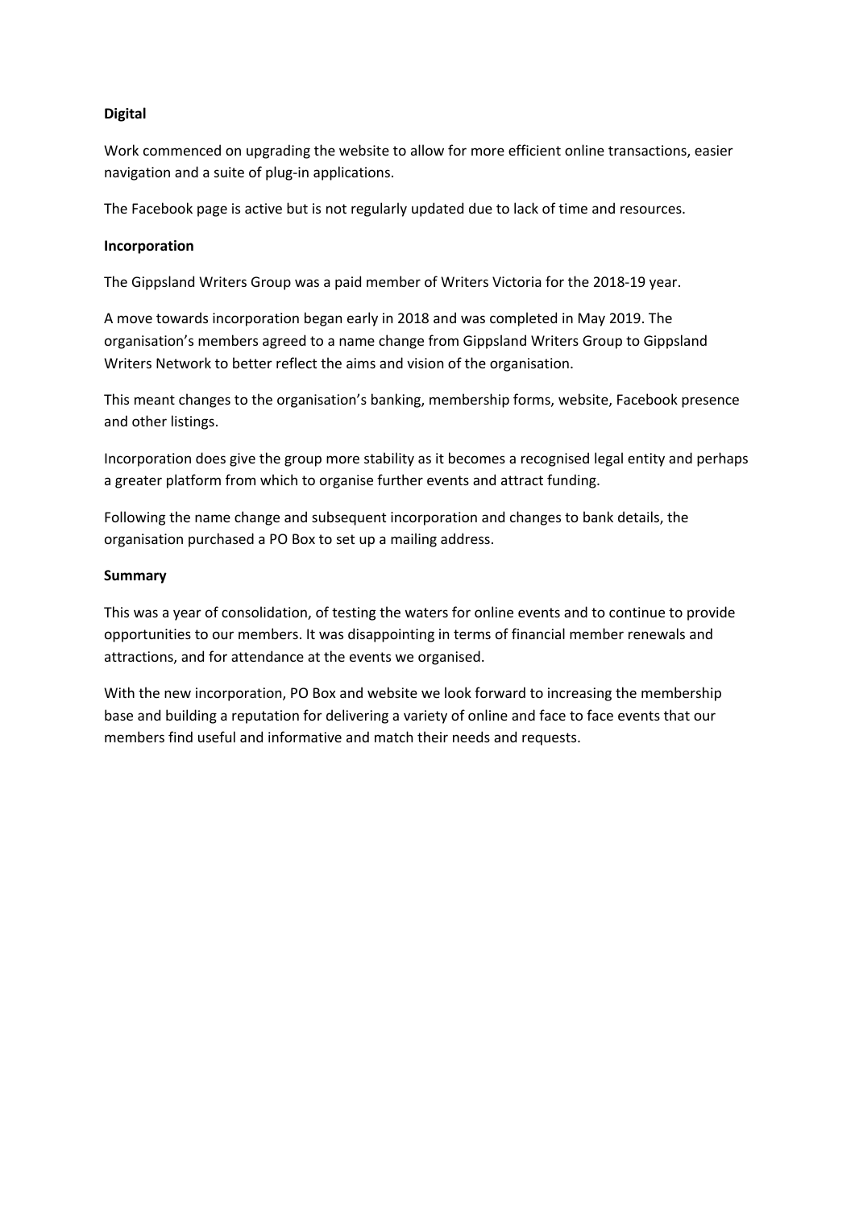**Digital**

Work commenced on upgrading the website to allow for more efficient online transactions, easier navigation and a suite of plug-in applications.

The Facebook page is active but is not regularly updated due to lack of time and resources.

**Incorporation**

The Gippsland Writers Group was a paid member of Writers Victoria for the 2018-19 year.

A move towards incorporation began early in 2018 and was completed in May 2019. The organisation's members agreed to a name change from Gippsland Writers Group to Gippsland Writers Network to better reflect the aims and vision of the organisation.

This meant changes to the organisation's banking, membership forms, website, Facebook presence and other listings.

Incorporation does give the group more stability as it becomes a recognised legal entity and perhaps a greater platform from which to organise further events and attract funding.

Following the name change and subsequent incorporation and changes to bank details, the organisation purchased a PO Box to set up a mailing address.

**Summary**

This was a year of consolidation, of testing the waters for online events and to continue to provide opportunities to our members. It was disappointing in terms of financial member renewals and attractions, and for attendance at the events we organised.

With the new incorporation, PO Box and website we look forward to increasing the membership base and building a reputation for delivering a variety of online and face to face events that our members find useful and informative and match their needs and requests.